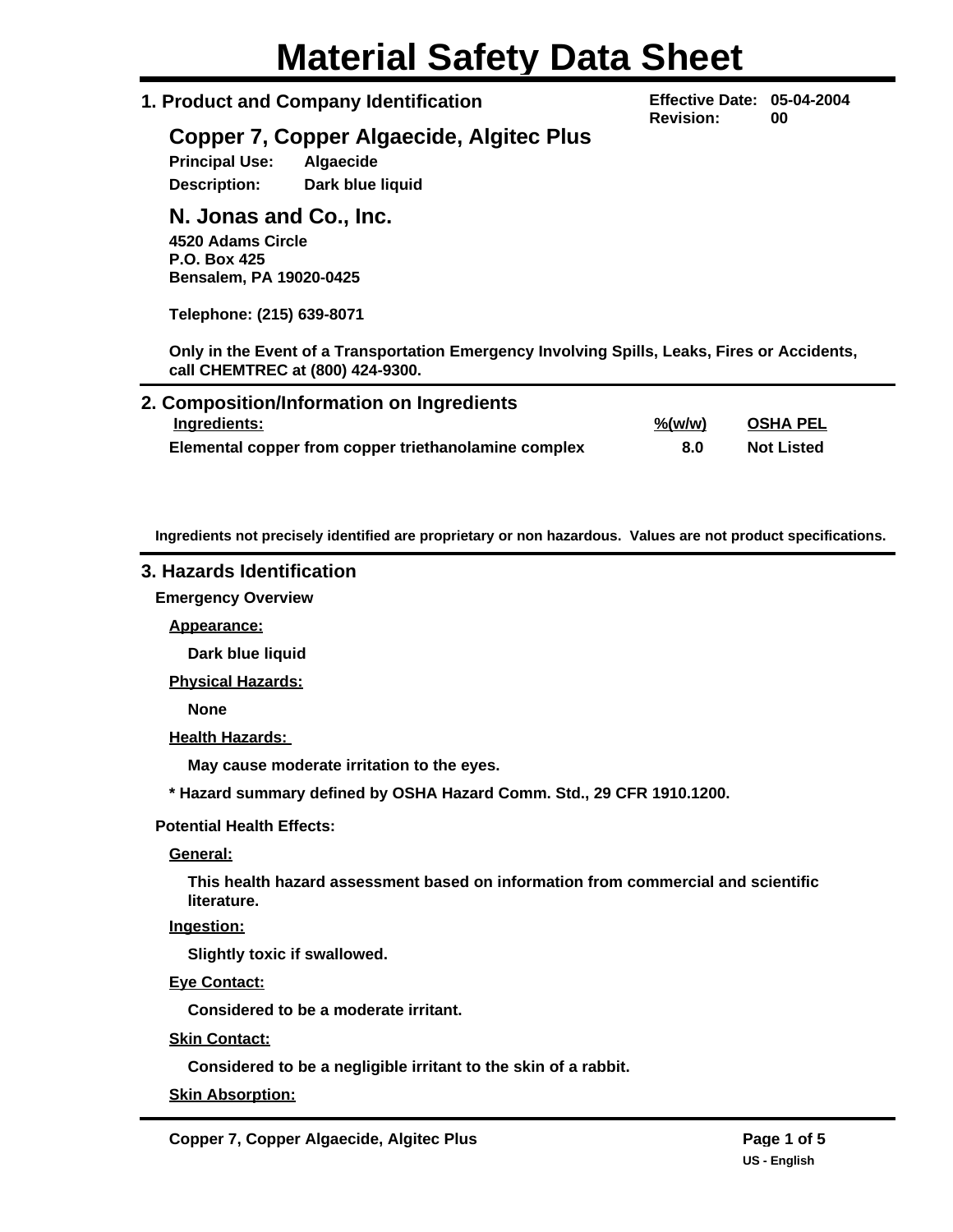# Material Safety Data Sheet

## 1. Product and Company Identification

**Effective Date:** 05-04-2004
**Revision:** 00

### Copper 7, Copper Algaecide, Algitec Plus

**Principal Use:** Algaecide
**Description:** Dark blue liquid

### N. Jonas and Co., Inc.

**4520 Adams Circle**
**P.O. Box 425**
**Bensalem, PA 19020-0425**

**Telephone: (215) 639-8071**

**Only in the Event of a Transportation Emergency Involving Spills, Leaks, Fires or Accidents, call CHEMTREC at (800) 424-9300.**

## 2. Composition/Information on Ingredients

| Ingredients: | %(w/w) | OSHA PEL |
|---|---|---|
| Elemental copper from copper triethanolamine complex | 8.0 | Not Listed |

**Ingredients not precisely identified are proprietary or non hazardous. Values are not product specifications.**

## 3. Hazards Identification

**Emergency Overview**

**Appearance:**

Dark blue liquid

**Physical Hazards:**

None

**Health Hazards:**

May cause moderate irritation to the eyes.

**\* Hazard summary defined by OSHA Hazard Comm. Std., 29 CFR 1910.1200.**

**Potential Health Effects:**

**General:**

This health hazard assessment based on information from commercial and scientific literature.

**Ingestion:**

Slightly toxic if swallowed.

**Eye Contact:**

Considered to be a moderate irritant.

**Skin Contact:**

Considered to be a negligible irritant to the skin of a rabbit.

**Skin Absorption:**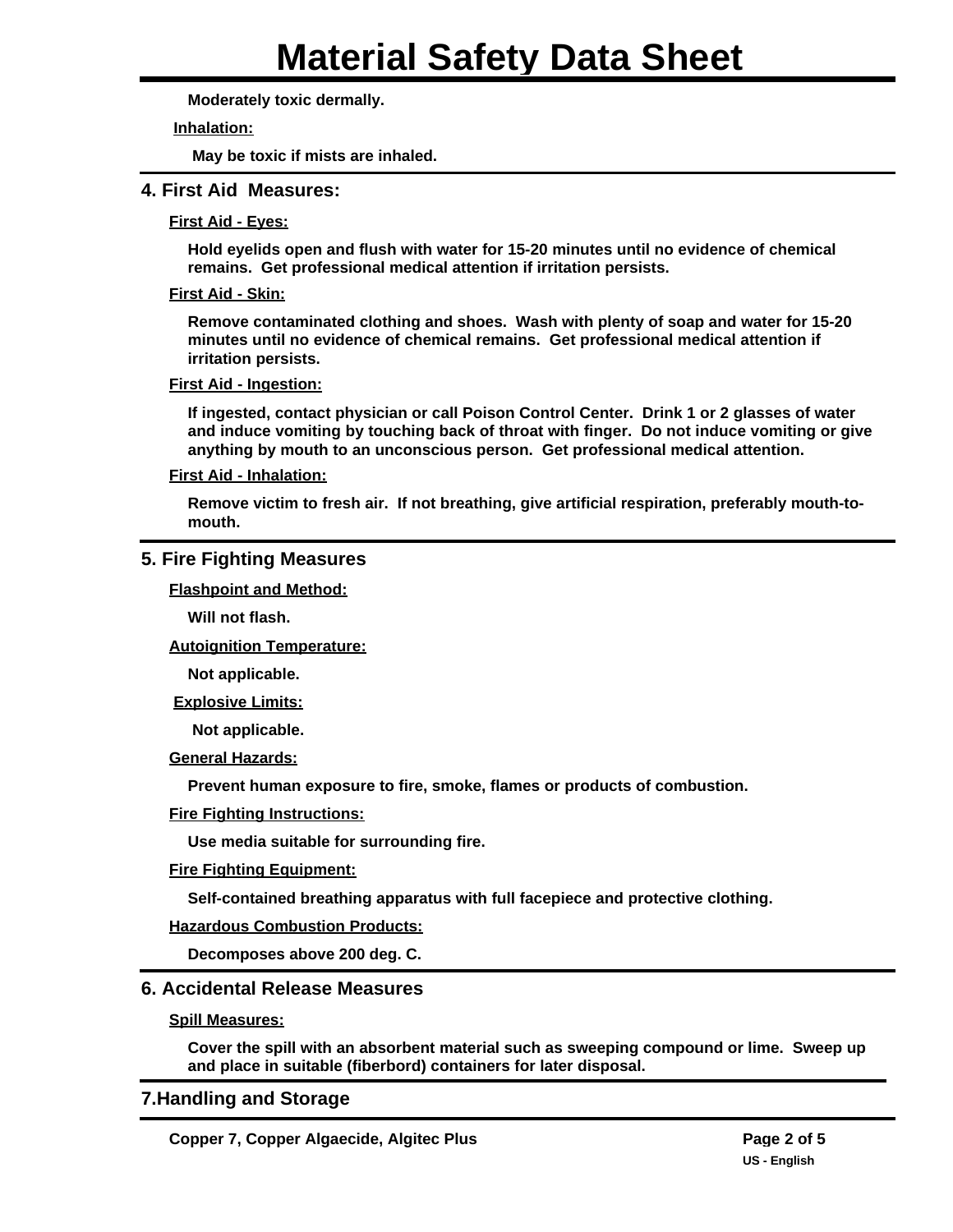Moderately toxic dermally.

**Inhalation:**

May be toxic if mists are inhaled.

## 4. First Aid Measures:

**First Aid - Eyes:**

Hold eyelids open and flush with water for 15-20 minutes until no evidence of chemical remains. Get professional medical attention if irritation persists.

**First Aid - Skin:**

Remove contaminated clothing and shoes. Wash with plenty of soap and water for 15-20 minutes until no evidence of chemical remains. Get professional medical attention if irritation persists.

**First Aid - Ingestion:**

If ingested, contact physician or call Poison Control Center. Drink 1 or 2 glasses of water and induce vomiting by touching back of throat with finger. Do not induce vomiting or give anything by mouth to an unconscious person. Get professional medical attention.

**First Aid - Inhalation:**

Remove victim to fresh air. If not breathing, give artificial respiration, preferably mouth-to-mouth.

## 5. Fire Fighting Measures

**Flashpoint and Method:**

Will not flash.

**Autoignition Temperature:**

Not applicable.

**Explosive Limits:**

Not applicable.

**General Hazards:**

Prevent human exposure to fire, smoke, flames or products of combustion.

**Fire Fighting Instructions:**

Use media suitable for surrounding fire.

**Fire Fighting Equipment:**

Self-contained breathing apparatus with full facepiece and protective clothing.

**Hazardous Combustion Products:**

Decomposes above 200 deg. C.

## 6. Accidental Release Measures

**Spill Measures:**

Cover the spill with an absorbent material such as sweeping compound or lime. Sweep up and place in suitable (fiberbord) containers for later disposal.

## 7.Handling and Storage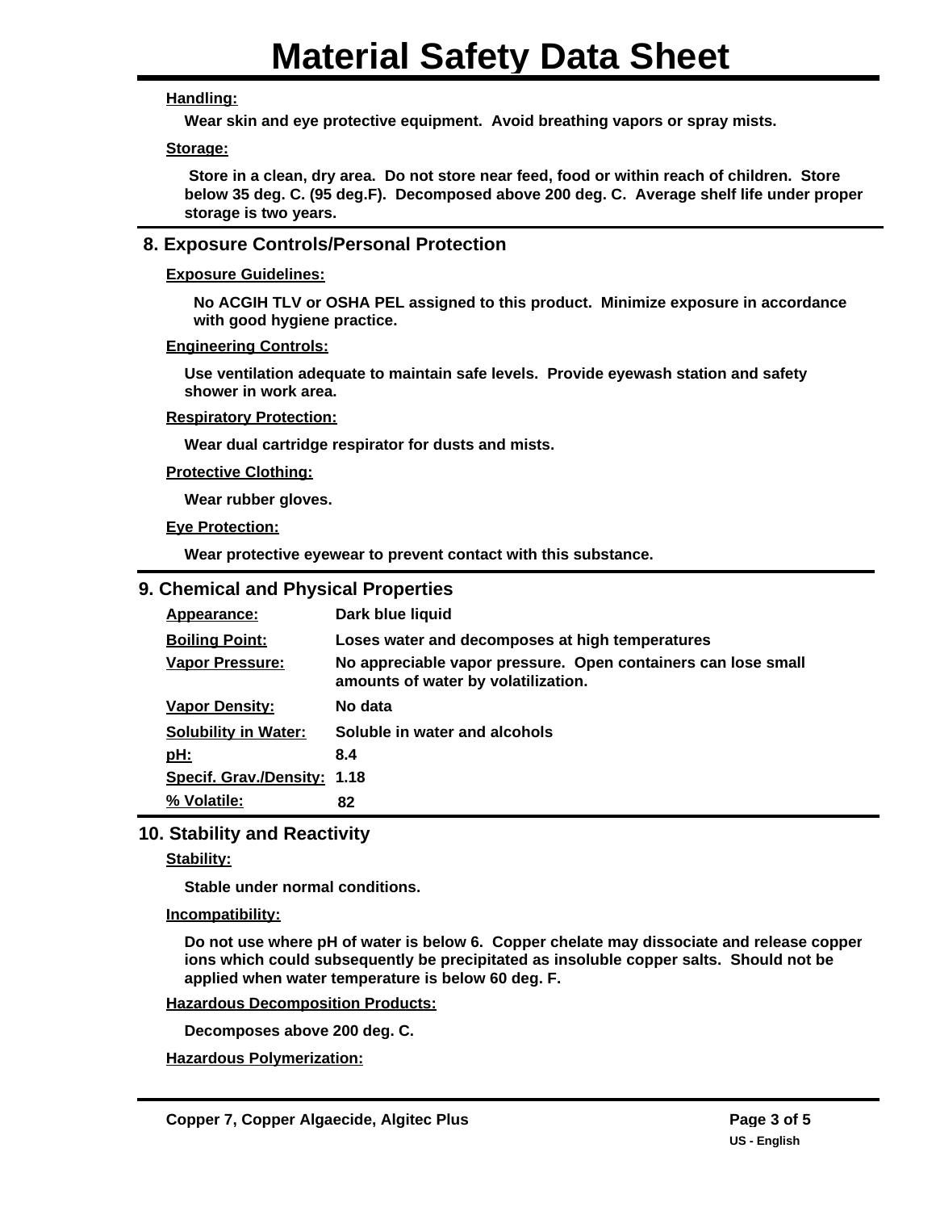**Handling:**

Wear skin and eye protective equipment. Avoid breathing vapors or spray mists.

**Storage:**

Store in a clean, dry area. Do not store near feed, food or within reach of children. Store below 35 deg. C. (95 deg.F). Decomposed above 200 deg. C. Average shelf life under proper storage is two years.

## 8. Exposure Controls/Personal Protection

**Exposure Guidelines:**

No ACGIH TLV or OSHA PEL assigned to this product. Minimize exposure in accordance with good hygiene practice.

**Engineering Controls:**

Use ventilation adequate to maintain safe levels. Provide eyewash station and safety shower in work area.

**Respiratory Protection:**

Wear dual cartridge respirator for dusts and mists.

**Protective Clothing:**

Wear rubber gloves.

**Eye Protection:**

Wear protective eyewear to prevent contact with this substance.

## 9. Chemical and Physical Properties

| Property | Value |
|---|---|
| Appearance: | Dark blue liquid |
| Boiling Point: | Loses water and decomposes at high temperatures |
| Vapor Pressure: | No appreciable vapor pressure. Open containers can lose small amounts of water by volatilization. |
| Vapor Density: | No data |
| Solubility in Water: | Soluble in water and alcohols |
| pH: | 8.4 |
| Specif. Grav./Density: | 1.18 |
| % Volatile: | 82 |

## 10. Stability and Reactivity

**Stability:**

Stable under normal conditions.

**Incompatibility:**

Do not use where pH of water is below 6. Copper chelate may dissociate and release copper ions which could subsequently be precipitated as insoluble copper salts. Should not be applied when water temperature is below 60 deg. F.

**Hazardous Decomposition Products:**

Decomposes above 200 deg. C.

**Hazardous Polymerization:**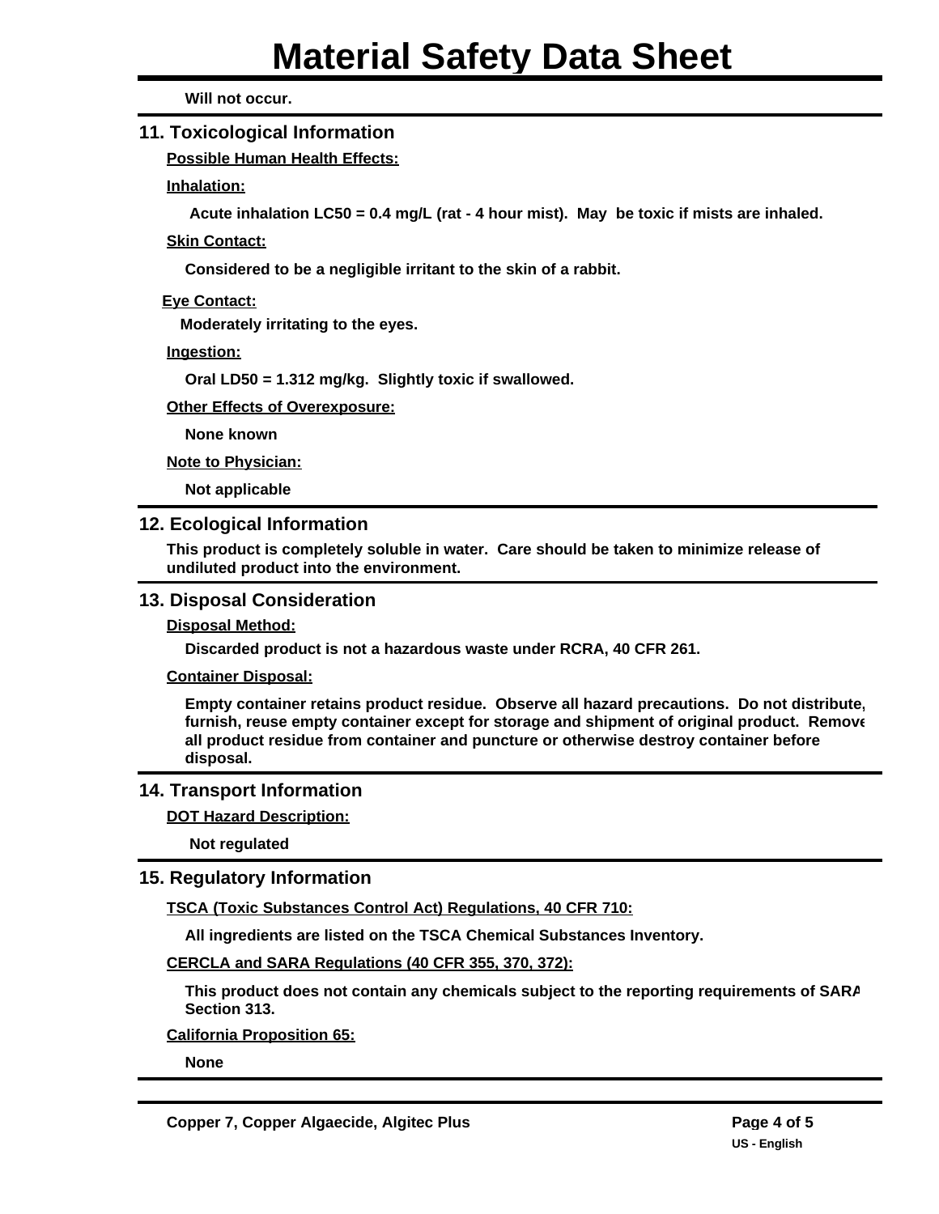Will not occur.

## 11. Toxicological Information

**Possible Human Health Effects:**

**Inhalation:**

Acute inhalation LC50 = 0.4 mg/L (rat - 4 hour mist). May be toxic if mists are inhaled.

**Skin Contact:**

Considered to be a negligible irritant to the skin of a rabbit.

**Eye Contact:**

Moderately irritating to the eyes.

**Ingestion:**

Oral LD50 = 1.312 mg/kg. Slightly toxic if swallowed.

**Other Effects of Overexposure:**

None known

**Note to Physician:**

Not applicable

## 12. Ecological Information

This product is completely soluble in water. Care should be taken to minimize release of undiluted product into the environment.

## 13. Disposal Consideration

**Disposal Method:**

Discarded product is not a hazardous waste under RCRA, 40 CFR 261.

**Container Disposal:**

Empty container retains product residue. Observe all hazard precautions. Do not distribute, furnish, reuse empty container except for storage and shipment of original product. Remove all product residue from container and puncture or otherwise destroy container before disposal.

## 14. Transport Information

**DOT Hazard Description:**

Not regulated

## 15. Regulatory Information

**TSCA (Toxic Substances Control Act) Regulations, 40 CFR 710:**

All ingredients are listed on the TSCA Chemical Substances Inventory.

**CERCLA and SARA Regulations (40 CFR 355, 370, 372):**

This product does not contain any chemicals subject to the reporting requirements of SARA Section 313.

**California Proposition 65:**

None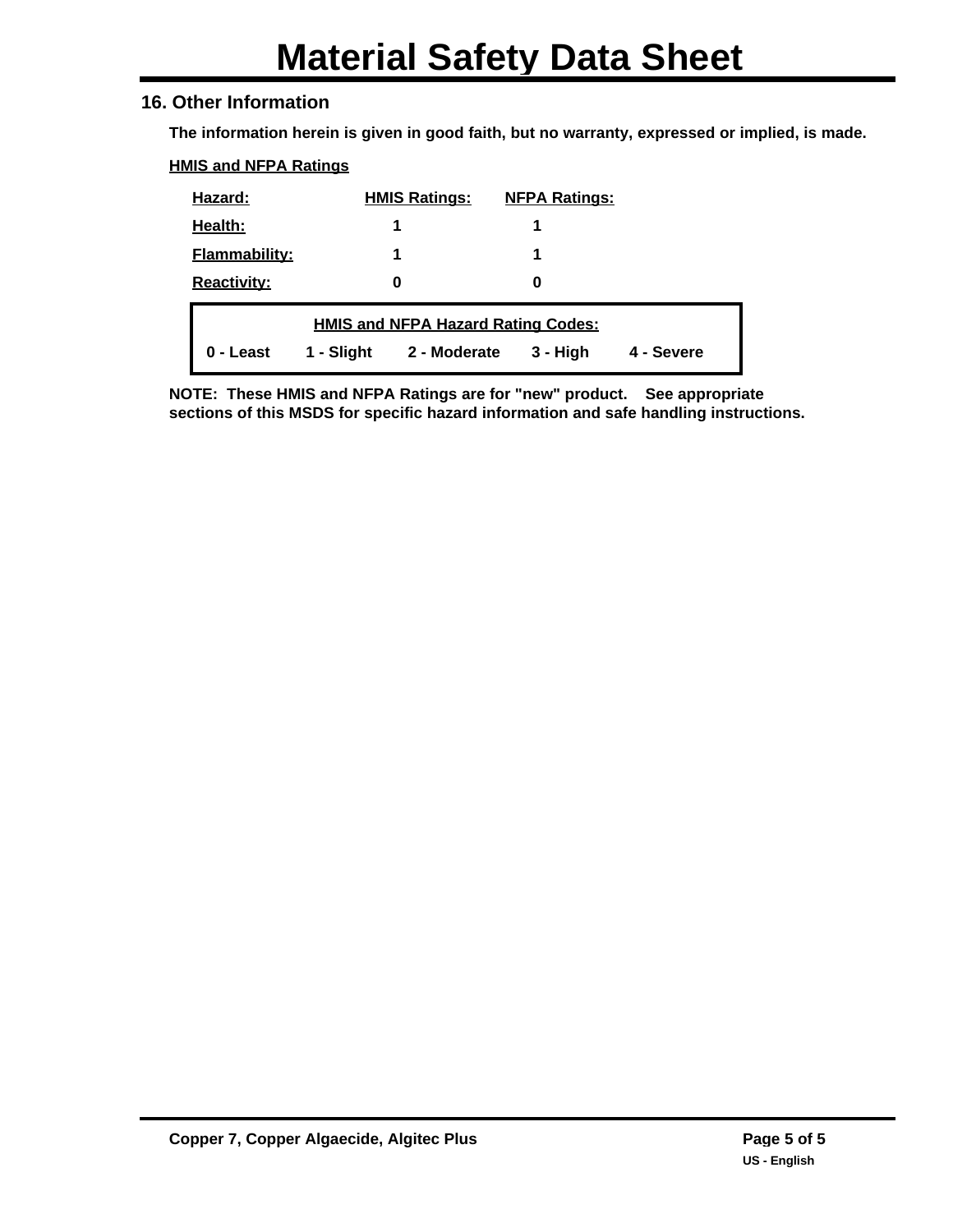# Material Safety Data Sheet

## 16. Other Information

**The information herein is given in good faith, but no warranty, expressed or implied, is made.**

**HMIS and NFPA Ratings**

| Hazard: | HMIS Ratings: | NFPA Ratings: |
|---|---|---|
| Health: | 1 | 1 |
| Flammability: | 1 | 1 |
| Reactivity: | 0 | 0 |

**HMIS and NFPA Hazard Rating Codes:**

| | | | | |
|---|---|---|---|---|
| 0 - Least | 1 - Slight | 2 - Moderate | 3 - High | 4 - Severe |

**NOTE: These HMIS and NFPA Ratings are for "new" product. See appropriate sections of this MSDS for specific hazard information and safe handling instructions.**

**Copper 7, Copper Algaecide, Algitec Plus**

US - English